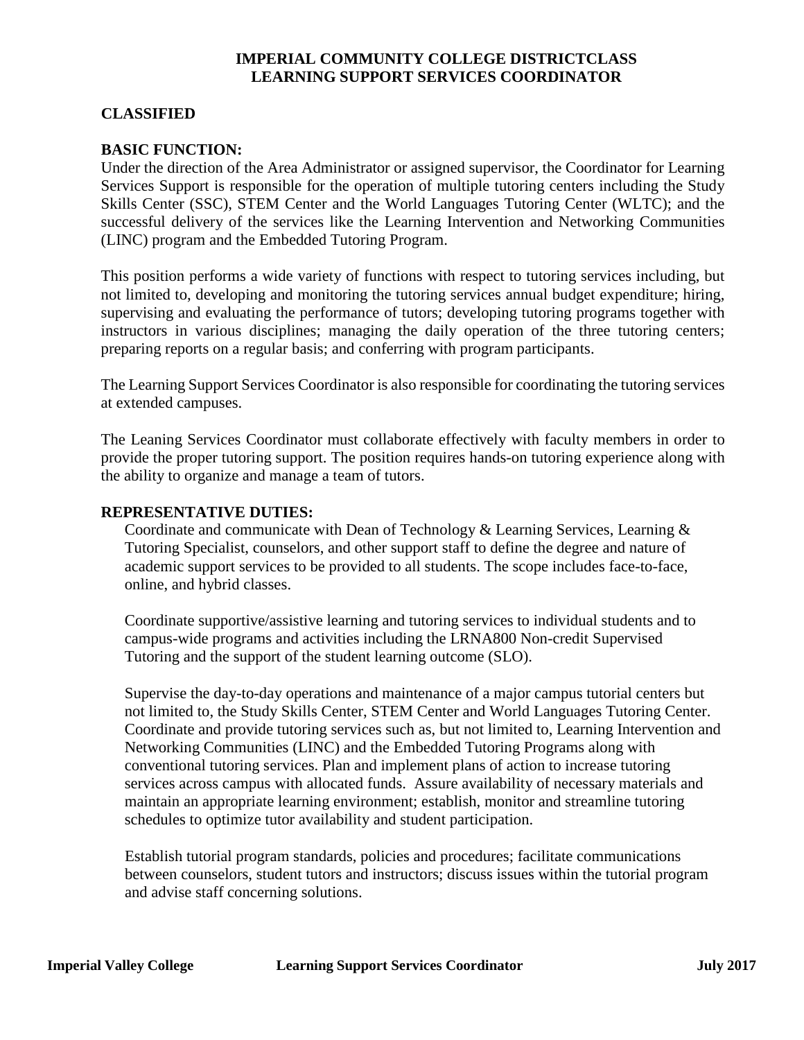**IMPERIAL COMMUNITY COLLEGE DISTRICTCLASS**
**LEARNING SUPPORT SERVICES COORDINATOR**

**CLASSIFIED**

**BASIC FUNCTION:**

Under the direction of the Area Administrator or assigned supervisor, the Coordinator for Learning Services Support is responsible for the operation of multiple tutoring centers including the Study Skills Center (SSC), STEM Center and the World Languages Tutoring Center (WLTC); and the successful delivery of the services like the Learning Intervention and Networking Communities (LINC) program and the Embedded Tutoring Program.

This position performs a wide variety of functions with respect to tutoring services including, but not limited to, developing and monitoring the tutoring services annual budget expenditure; hiring, supervising and evaluating the performance of tutors; developing tutoring programs together with instructors in various disciplines; managing the daily operation of the three tutoring centers; preparing reports on a regular basis; and conferring with program participants.

The Learning Support Services Coordinator is also responsible for coordinating the tutoring services at extended campuses.

The Leaning Services Coordinator must collaborate effectively with faculty members in order to provide the proper tutoring support. The position requires hands-on tutoring experience along with the ability to organize and manage a team of tutors.

**REPRESENTATIVE DUTIES:**

Coordinate and communicate with Dean of Technology & Learning Services, Learning & Tutoring Specialist, counselors, and other support staff to define the degree and nature of academic support services to be provided to all students. The scope includes face-to-face, online, and hybrid classes.

Coordinate supportive/assistive learning and tutoring services to individual students and to campus-wide programs and activities including the LRNA800 Non-credit Supervised Tutoring and the support of the student learning outcome (SLO).

Supervise the day-to-day operations and maintenance of a major campus tutorial centers but not limited to, the Study Skills Center, STEM Center and World Languages Tutoring Center. Coordinate and provide tutoring services such as, but not limited to, Learning Intervention and Networking Communities (LINC) and the Embedded Tutoring Programs along with conventional tutoring services. Plan and implement plans of action to increase tutoring services across campus with allocated funds. Assure availability of necessary materials and maintain an appropriate learning environment; establish, monitor and streamline tutoring schedules to optimize tutor availability and student participation.

Establish tutorial program standards, policies and procedures; facilitate communications between counselors, student tutors and instructors; discuss issues within the tutorial program and advise staff concerning solutions.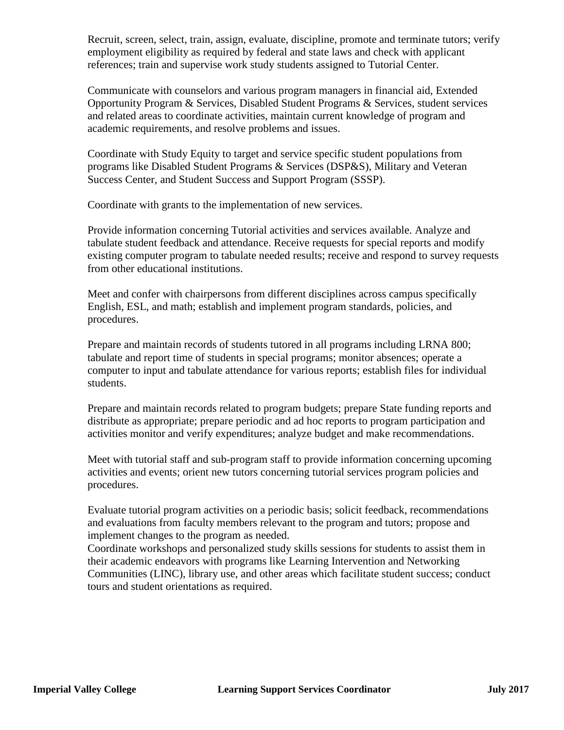Recruit, screen, select, train, assign, evaluate, discipline, promote and terminate tutors; verify employment eligibility as required by federal and state laws and check with applicant references; train and supervise work study students assigned to Tutorial Center.

Communicate with counselors and various program managers in financial aid, Extended Opportunity Program & Services, Disabled Student Programs & Services, student services and related areas to coordinate activities, maintain current knowledge of program and academic requirements, and resolve problems and issues.

Coordinate with Study Equity to target and service specific student populations from programs like Disabled Student Programs & Services (DSP&S), Military and Veteran Success Center, and Student Success and Support Program (SSSP).

Coordinate with grants to the implementation of new services.

Provide information concerning Tutorial activities and services available. Analyze and tabulate student feedback and attendance. Receive requests for special reports and modify existing computer program to tabulate needed results; receive and respond to survey requests from other educational institutions.

Meet and confer with chairpersons from different disciplines across campus specifically English, ESL, and math; establish and implement program standards, policies, and procedures.

Prepare and maintain records of students tutored in all programs including LRNA 800; tabulate and report time of students in special programs; monitor absences; operate a computer to input and tabulate attendance for various reports; establish files for individual students.

Prepare and maintain records related to program budgets; prepare State funding reports and distribute as appropriate; prepare periodic and ad hoc reports to program participation and activities monitor and verify expenditures; analyze budget and make recommendations.

Meet with tutorial staff and sub-program staff to provide information concerning upcoming activities and events; orient new tutors concerning tutorial services program policies and procedures.

Evaluate tutorial program activities on a periodic basis; solicit feedback, recommendations and evaluations from faculty members relevant to the program and tutors; propose and implement changes to the program as needed.
Coordinate workshops and personalized study skills sessions for students to assist them in their academic endeavors with programs like Learning Intervention and Networking Communities (LINC), library use, and other areas which facilitate student success; conduct tours and student orientations as required.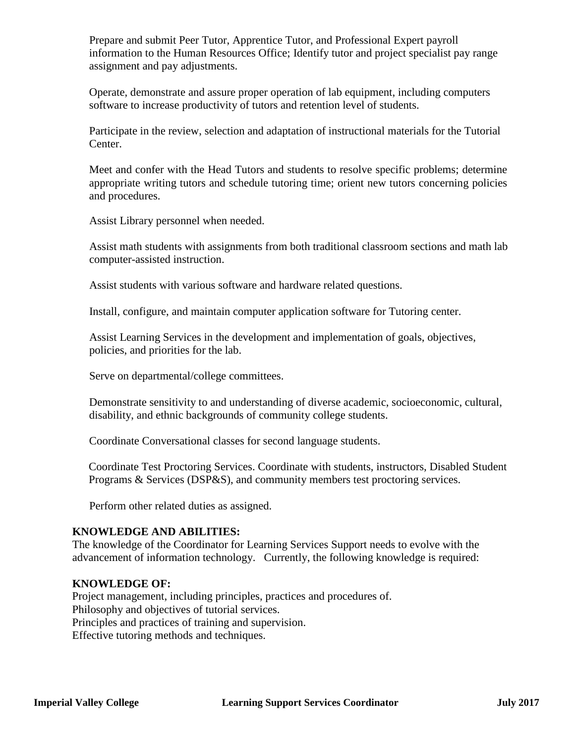Prepare and submit Peer Tutor, Apprentice Tutor, and Professional Expert payroll information to the Human Resources Office; Identify tutor and project specialist pay range assignment and pay adjustments.

Operate, demonstrate and assure proper operation of lab equipment, including computers software to increase productivity of tutors and retention level of students.

Participate in the review, selection and adaptation of instructional materials for the Tutorial Center.

Meet and confer with the Head Tutors and students to resolve specific problems; determine appropriate writing tutors and schedule tutoring time; orient new tutors concerning policies and procedures.

Assist Library personnel when needed.

Assist math students with assignments from both traditional classroom sections and math lab computer-assisted instruction.

Assist students with various software and hardware related questions.

Install, configure, and maintain computer application software for Tutoring center.

Assist Learning Services in the development and implementation of goals, objectives, policies, and priorities for the lab.

Serve on departmental/college committees.

Demonstrate sensitivity to and understanding of diverse academic, socioeconomic, cultural, disability, and ethnic backgrounds of community college students.

Coordinate Conversational classes for second language students.

Coordinate Test Proctoring Services. Coordinate with students, instructors, Disabled Student Programs & Services (DSP&S), and community members test proctoring services.

Perform other related duties as assigned.

**KNOWLEDGE AND ABILITIES:**

The knowledge of the Coordinator for Learning Services Support needs to evolve with the advancement of information technology. Currently, the following knowledge is required:

**KNOWLEDGE OF:**

Project management, including principles, practices and procedures of.
Philosophy and objectives of tutorial services.
Principles and practices of training and supervision.
Effective tutoring methods and techniques.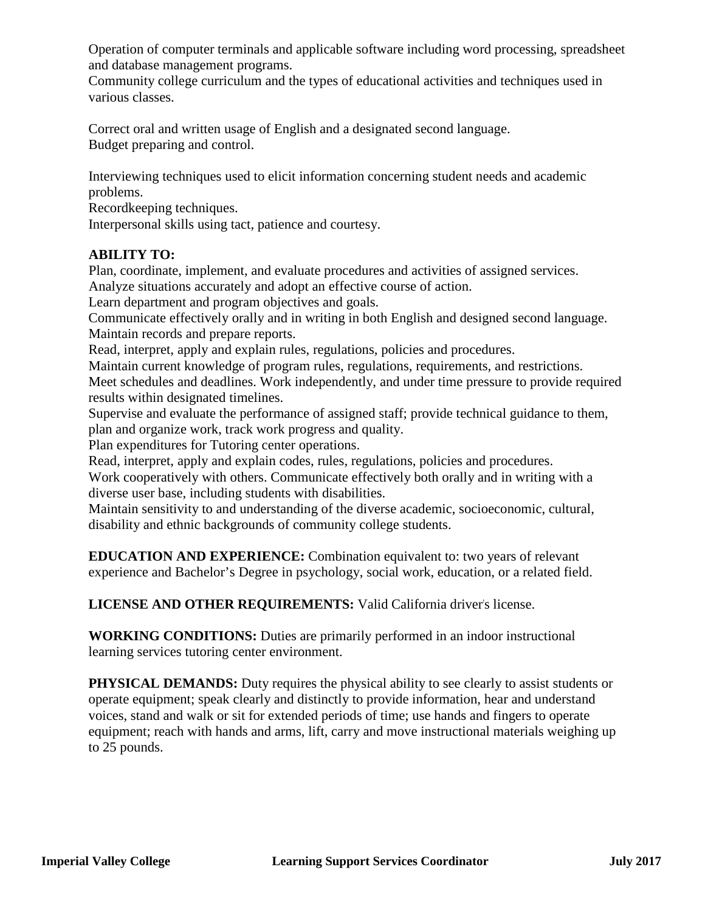Operation of computer terminals and applicable software including word processing, spreadsheet and database management programs.
Community college curriculum and the types of educational activities and techniques used in various classes.

Correct oral and written usage of English and a designated second language.
Budget preparing and control.

Interviewing techniques used to elicit information concerning student needs and academic problems.
Recordkeeping techniques.
Interpersonal skills using tact, patience and courtesy.

**ABILITY TO:**
Plan, coordinate, implement, and evaluate procedures and activities of assigned services.
Analyze situations accurately and adopt an effective course of action.
Learn department and program objectives and goals.
Communicate effectively orally and in writing in both English and designed second language.
Maintain records and prepare reports.
Read, interpret, apply and explain rules, regulations, policies and procedures.
Maintain current knowledge of program rules, regulations, requirements, and restrictions.
Meet schedules and deadlines. Work independently, and under time pressure to provide required results within designated timelines.
Supervise and evaluate the performance of assigned staff; provide technical guidance to them, plan and organize work, track work progress and quality.
Plan expenditures for Tutoring center operations.
Read, interpret, apply and explain codes, rules, regulations, policies and procedures.
Work cooperatively with others. Communicate effectively both orally and in writing with a diverse user base, including students with disabilities.
Maintain sensitivity to and understanding of the diverse academic, socioeconomic, cultural, disability and ethnic backgrounds of community college students.

**EDUCATION AND EXPERIENCE:** Combination equivalent to: two years of relevant experience and Bachelor's Degree in psychology, social work, education, or a related field.

**LICENSE AND OTHER REQUIREMENTS:** Valid California driver's license.

**WORKING CONDITIONS:** Duties are primarily performed in an indoor instructional learning services tutoring center environment.

**PHYSICAL DEMANDS:** Duty requires the physical ability to see clearly to assist students or operate equipment; speak clearly and distinctly to provide information, hear and understand voices, stand and walk or sit for extended periods of time; use hands and fingers to operate equipment; reach with hands and arms, lift, carry and move instructional materials weighing up to 25 pounds.